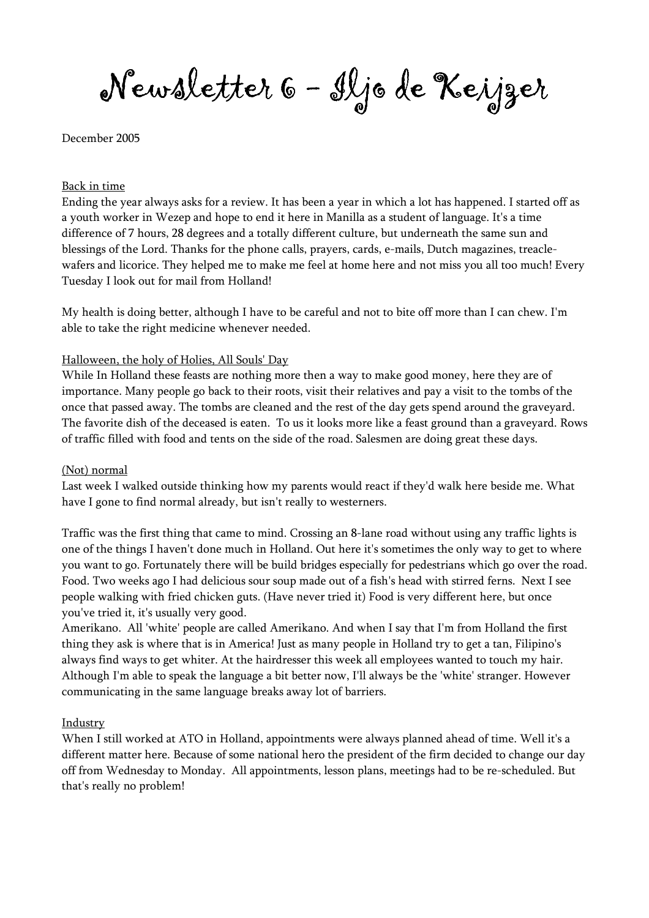# Newsletter 6 - Iljo de Keijzer

December 2005

<u>Back in time</u>

Ending the year always asks for a review. It has been a year in which a lot has happened. I started off as a youth worker in Wezep and hope to end it here in Manilla as a student of language. It's a time difference of 7 hours, 28 degrees and a totally different culture, but underneath the same sun and blessings of the Lord. Thanks for the phone calls, prayers, cards, e-mails, Dutch magazines, treacle-wafers and licorice. They helped me to make me feel at home here and not miss you all too much! Every Tuesday I look out for mail from Holland!

My health is doing better, although I have to be careful and not to bite off more than I can chew. I'm able to take the right medicine whenever needed.

<u>Halloween, the holy of Holies, All Souls' Day</u>

While In Holland these feasts are nothing more then a way to make good money, here they are of importance. Many people go back to their roots, visit their relatives and pay a visit to the tombs of the once that passed away. The tombs are cleaned and the rest of the day gets spend around the graveyard. The favorite dish of the deceased is eaten. To us it looks more like a feast ground than a graveyard. Rows of traffic filled with food and tents on the side of the road. Salesmen are doing great these days.

<u>(Not) normal</u>

Last week I walked outside thinking how my parents would react if they'd walk here beside me. What have I gone to find normal already, but isn't really to westerners.

Traffic was the first thing that came to mind. Crossing an 8-lane road without using any traffic lights is one of the things I haven't done much in Holland. Out here it's sometimes the only way to get to where you want to go. Fortunately there will be build bridges especially for pedestrians which go over the road. Food. Two weeks ago I had delicious sour soup made out of a fish's head with stirred ferns. Next I see people walking with fried chicken guts. (Have never tried it) Food is very different here, but once you've tried it, it's usually very good.
Amerikano. All 'white' people are called Amerikano. And when I say that I'm from Holland the first thing they ask is where that is in America! Just as many people in Holland try to get a tan, Filipino's always find ways to get whiter. At the hairdresser this week all employees wanted to touch my hair. Although I'm able to speak the language a bit better now, I'll always be the 'white' stranger. However communicating in the same language breaks away lot of barriers.

<u>Industry</u>

When I still worked at ATO in Holland, appointments were always planned ahead of time. Well it's a different matter here. Because of some national hero the president of the firm decided to change our day off from Wednesday to Monday. All appointments, lesson plans, meetings had to be re-scheduled. But that's really no problem!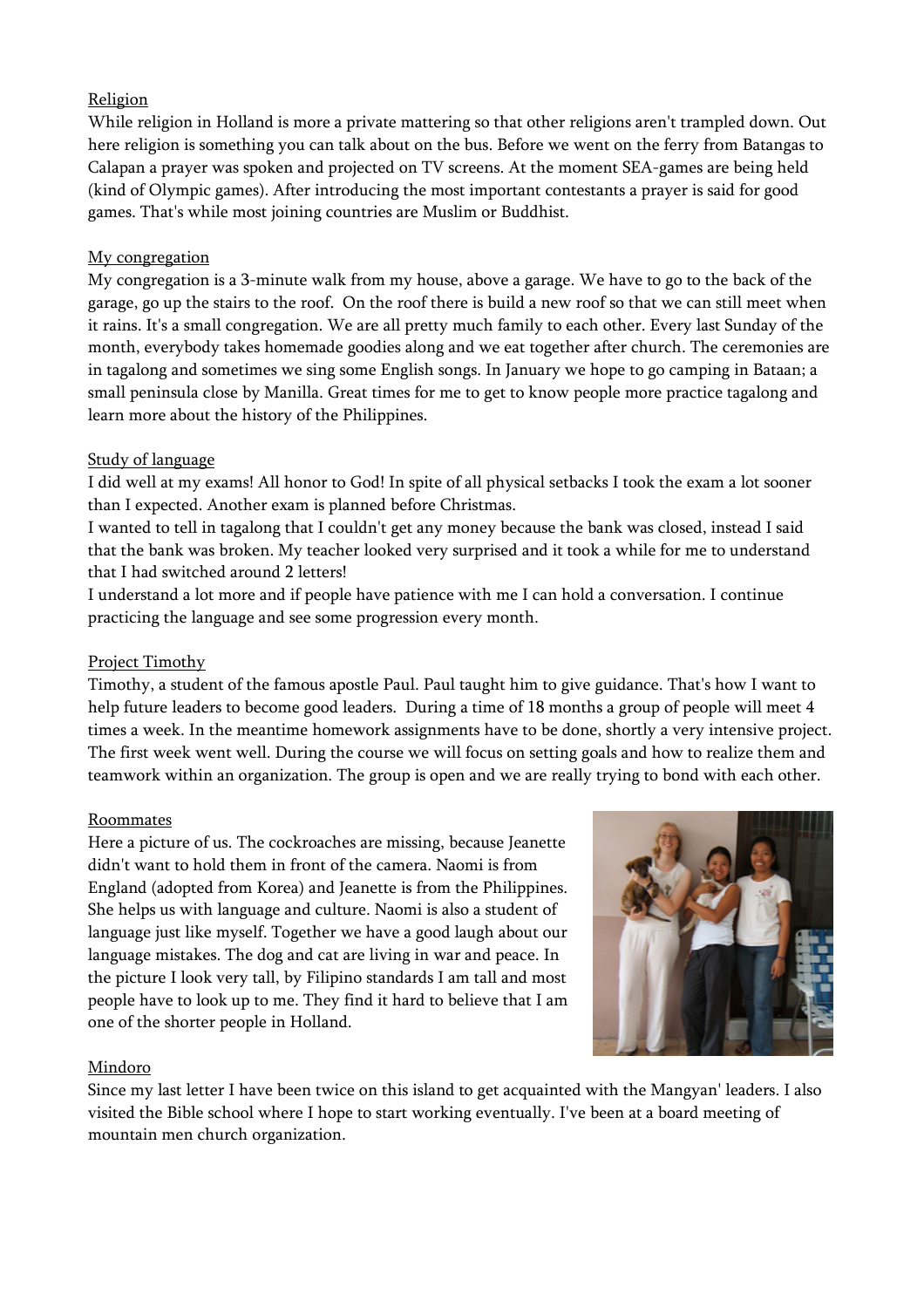## Religion

While religion in Holland is more a private mattering so that other religions aren't trampled down. Out here religion is something you can talk about on the bus. Before we went on the ferry from Batangas to Calapan a prayer was spoken and projected on TV screens. At the moment SEA-games are being held (kind of Olympic games). After introducing the most important contestants a prayer is said for good games. That's while most joining countries are Muslim or Buddhist.

## My congregation

My congregation is a 3-minute walk from my house, above a garage. We have to go to the back of the garage, go up the stairs to the roof. On the roof there is build a new roof so that we can still meet when it rains. It's a small congregation. We are all pretty much family to each other. Every last Sunday of the month, everybody takes homemade goodies along and we eat together after church. The ceremonies are in tagalong and sometimes we sing some English songs. In January we hope to go camping in Bataan; a small peninsula close by Manilla. Great times for me to get to know people more practice tagalong and learn more about the history of the Philippines.

## Study of language

I did well at my exams! All honor to God! In spite of all physical setbacks I took the exam a lot sooner than I expected. Another exam is planned before Christmas.

I wanted to tell in tagalong that I couldn't get any money because the bank was closed, instead I said that the bank was broken. My teacher looked very surprised and it took a while for me to understand that I had switched around 2 letters!

I understand a lot more and if people have patience with me I can hold a conversation. I continue practicing the language and see some progression every month.

## Project Timothy

Timothy, a student of the famous apostle Paul. Paul taught him to give guidance. That's how I want to help future leaders to become good leaders. During a time of 18 months a group of people will meet 4 times a week. In the meantime homework assignments have to be done, shortly a very intensive project. The first week went well. During the course we will focus on setting goals and how to realize them and teamwork within an organization. The group is open and we are really trying to bond with each other.

## Roommates

Here a picture of us. The cockroaches are missing, because Jeanette didn't want to hold them in front of the camera. Naomi is from England (adopted from Korea) and Jeanette is from the Philippines. She helps us with language and culture. Naomi is also a student of language just like myself. Together we have a good laugh about our language mistakes. The dog and cat are living in war and peace. In the picture I look very tall, by Filipino standards I am tall and most people have to look up to me. They find it hard to believe that I am one of the shorter people in Holland.

## Mindoro

Since my last letter I have been twice on this island to get acquainted with the Mangyan' leaders. I also visited the Bible school where I hope to start working eventually. I've been at a board meeting of mountain men church organization.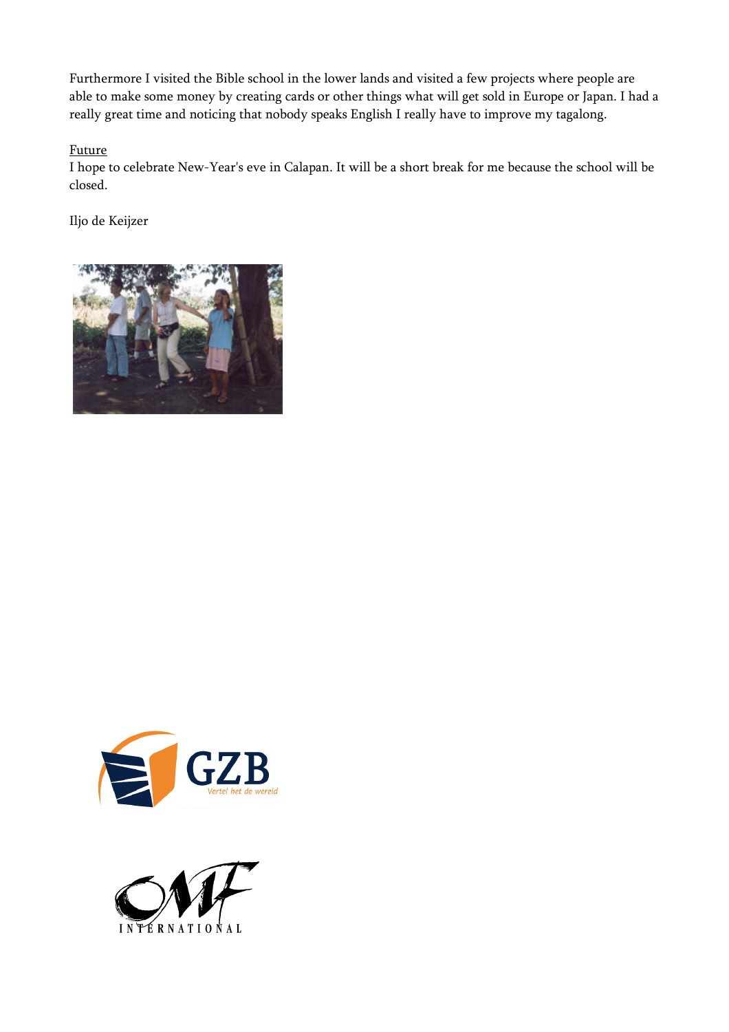Furthermore I visited the Bible school in the lower lands and visited a few projects where people are able to make some money by creating cards or other things what will get sold in Europe or Japan. I had a really great time and noticing that nobody speaks English I really have to improve my tagalong.

<u>Future</u>

I hope to celebrate New-Year's eve in Calapan. It will be a short break for me because the school will be closed.

Iljo de Keijzer